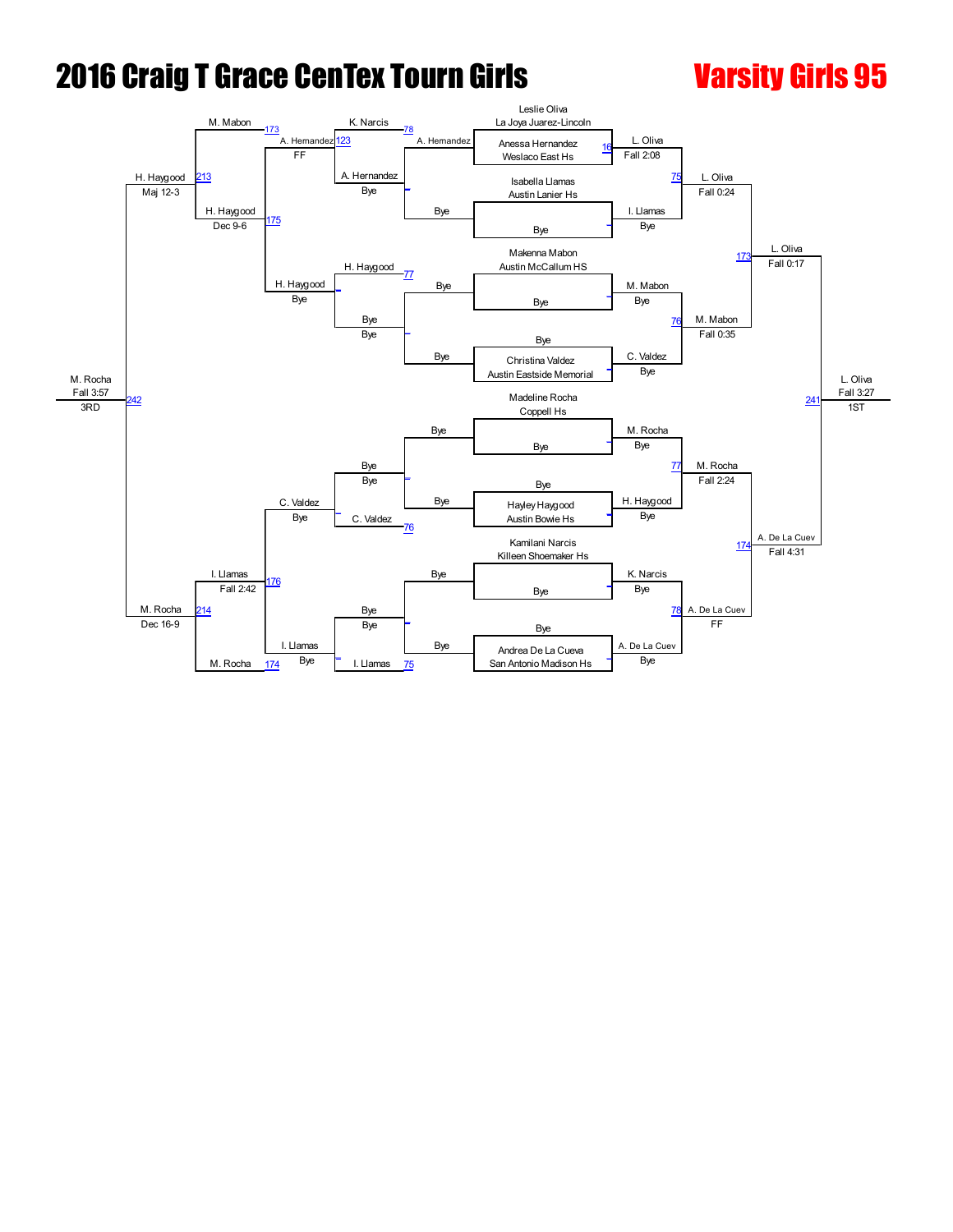# 2016 Craig T Grace CenTex Tourn Girls

## Varsity Girls 95

### Championship Bracket

| Seed / Wrestler | Team |
| --- | --- |
| Leslie Oliva | La Joya Juarez-Lincoln |
| Anessa Hernandez | Weslaco East Hs |
| Isabella Llamas | Austin Lanier Hs |
| Bye | |
| Makenna Mabon | Austin McCallum HS |
| Bye | |
| Bye | |
| Christina Valdez | Austin Eastside Memorial |
| Madeline Rocha | Coppell Hs |
| Bye | |
| Bye | |
| Hayley Haygood | Austin Bowie Hs |
| Kamilani Narcis | Killeen Shoemaker Hs |
| Bye | |
| Bye | |
| Andrea De La Cueva | San Antonio Madison Hs |

**First Round**
- 16: L. Oliva, Fall 2:08
- I. Llamas, Bye
- M. Mabon, Bye
- C. Valdez, Bye
- M. Rocha, Bye
- H. Haygood, Bye
- K. Narcis, Bye
- A. De La Cuev, Bye

**Quarterfinals**
- 75: L. Oliva, Fall 0:24
- 76: M. Mabon, Fall 0:35
- 77: M. Rocha, Fall 2:24
- 78: A. De La Cuev, FF

**Semifinals**
- 173: L. Oliva, Fall 0:17
- 174: A. De La Cuev, Fall 4:31

**Final**
- 241: L. Oliva, Fall 3:27 — 1ST

### Consolation Bracket

**Consolation Round 1**
- A. Hernandez, Bye
- Bye, Bye
- Bye, Bye
- Bye, Bye

**Consolation Round 2**
- 78: K. Narcis / A. Hernandez
- 77: H. Haygood / Bye
- 76: Bye / C. Valdez
- 75: Bye / I. Llamas

**Consolation Round 3**
- 123: A. Hernandez, FF
- H. Haygood, Bye
- C. Valdez, Bye
- I. Llamas, Bye

**Consolation Round 4**
- 173: M. Mabon vs. 175: H. Haygood, Dec 9-6
- 176: I. Llamas, Fall 2:42
- 174: M. Rocha

**Consolation Semifinals**
- 213: H. Haygood, Maj 12-3
- 214: M. Rocha, Dec 16-9

**3rd Place**
- 242: M. Rocha, Fall 3:57 — 3RD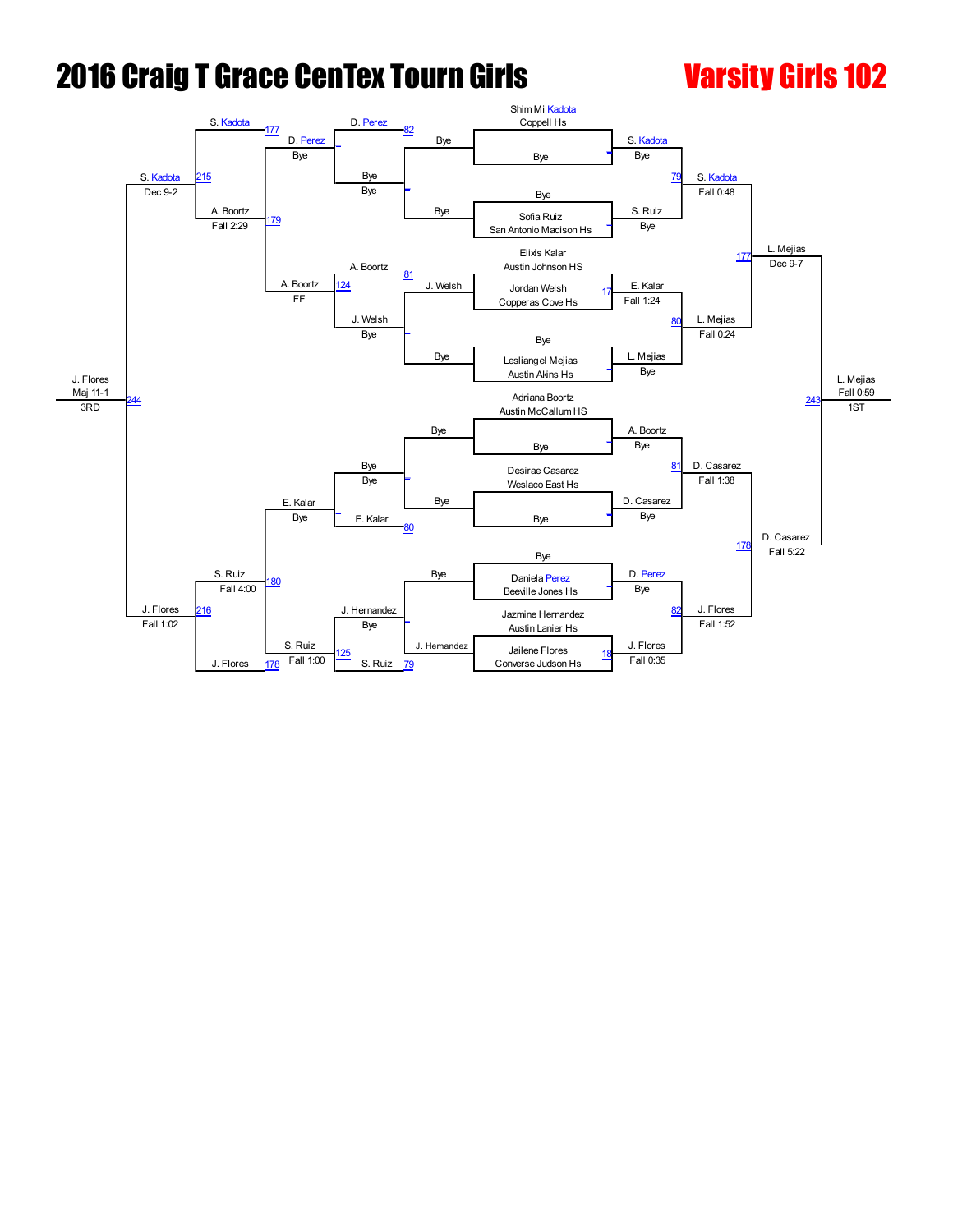# 2016 Craig T Grace CenTex Tourn Girls

## Varsity Girls 102

### Championship Bracket

| Entrant | Prelim | Quarterfinal | Semifinal | Final |
|---|---|---|---|---|
| Shim Mi Kadota, Coppell Hs | Bye | S. Kadota (Bye) | S. Kadota (Fall 0:48) | L. Mejias (Dec 9-7) |
| Bye | | | | |
| Sofia Ruiz, San Antonio Madison Hs | Bye | S. Ruiz (Bye) | | |
| Bye | | | | |
| Elixis Kalar, Austin Johnson HS | E. Kalar (Fall 1:24) | E. Kalar | L. Mejias (Fall 0:24) | |
| Jordan Welsh, Copperas Cove Hs | | | | |
| Lesliangel Mejias, Austin Akins Hs | Bye | L. Mejias (Bye) | | |
| Bye | | | | |
| Adriana Boortz, Austin McCallum HS | Bye | A. Boortz (Bye) | D. Casarez (Fall 1:38) | D. Casarez (Fall 5:22) |
| Bye | | | | |
| Desirae Casarez, Weslaco East Hs | Bye | D. Casarez (Bye) | | |
| Bye | | | | |
| Daniela Perez, Beeville Jones Hs | Bye | D. Perez (Bye) | J. Flores (Fall 1:52) | |
| Bye | | | | |
| Jazmine Hernandez, Austin Lanier Hs | J. Flores (Fall 0:35) | J. Flores | | |
| Jailene Flores, Converse Judson Hs | | | | |

**1ST:** L. Mejias (Fall 0:59)

### Consolation Bracket

| Round | Result |
|---|---|
| Bye vs Bye | Bye |
| Bye vs Bye | Bye |
| J. Welsh vs Bye | J. Welsh |
| Bye vs Bye | Bye |
| Bye vs Bye | Bye |
| Bye vs Bye | Bye |
| Bye vs J. Hernandez | J. Hernandez |
| D. Perez vs Bye | D. Perez (Bye) |
| A. Boortz vs J. Welsh | A. Boortz |
| Bye vs E. Kalar | E. Kalar |
| J. Hernandez vs S. Ruiz | S. Ruiz (Fall 1:00) |
| D. Perez vs A. Boortz | A. Boortz (FF) |
| E. Kalar vs S. Ruiz | S. Ruiz (Fall 4:00) |
| S. Kadota vs A. Boortz | S. Kadota (Fall 2:29) |
| S. Ruiz vs J. Flores | J. Flores (Fall 1:02) |
| S. Kadota vs J. Flores | J. Flores (Dec 9-2) |

**3RD:** J. Flores (Maj 11-1)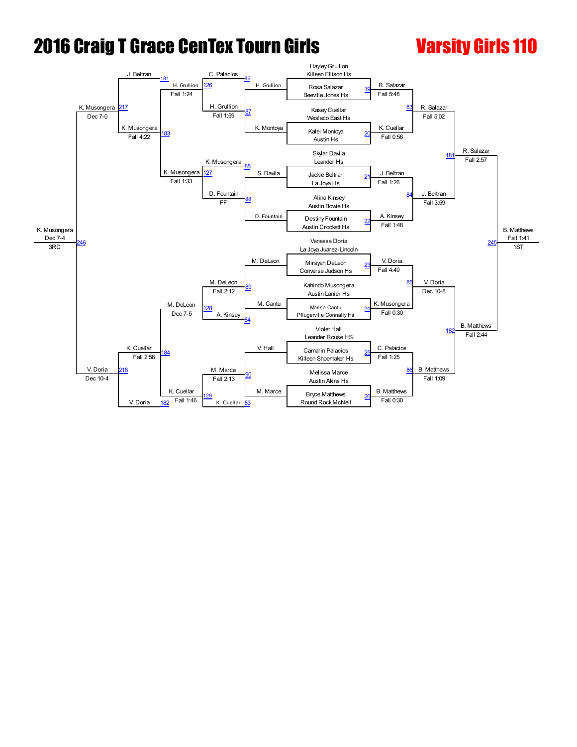# 2016 Craig T Grace CenTex Tourn Girls

## Varsity Girls 110

### Championship Bracket

| Bout | Wrestler 1 | Wrestler 2 | Winner | Result |
|---|---|---|---|---|
| 19 | Hayley Grullion (Killeen Ellison Hs) | Rosa Salazar (Beeville Jones Hs) | R. Salazar | Fall 5:48 |
| 20 | Kasey Cuellar (Weslaco East Hs) | Kalei Montoya (Austin Hs) | K. Cuellar | Fall 0:56 |
| 21 | Skylar Davila (Leander Hs) | Jackie Beltran (La Joya Hs) | J. Beltran | Fall 1:26 |
| 22 | Alina Kinsey (Austin Bowie Hs) | Destiny Fountain (Austin Crockett Hs) | A. Kinsey | Fall 1:48 |
| 23 | Vanessa Doria (La Joya Juarez-Lincoln) | Mirayah DeLeon (Converse Judson Hs) | V. Doria | Fall 4:49 |
| 24 | Kahindo Musongera (Austin Lanier Hs) | Marisa Cantu (Pflugerville Connally Hs) | K. Musongera | Fall 0:30 |
| 25 | Violet Hall (Leander Rouse HS) | Camarin Palacios (Killeen Shoemaker Hs) | C. Palacios | Fall 1:25 |
| 26 | Melissa Marce (Austin Akins Hs) | Bryce Matthews (Round Rock McNeil) | B. Matthews | Fall 0:30 |
| 83 | R. Salazar | K. Cuellar | R. Salazar | Fall 5:02 |
| 84 | J. Beltran | A. Kinsey | J. Beltran | Fall 3:59 |
| 85 | V. Doria | K. Musongera | V. Doria | Dec 10-8 |
| 86 | C. Palacios | B. Matthews | B. Matthews | Fall 1:09 |
| 181 | R. Salazar | J. Beltran | R. Salazar | Fall 2:57 |
| 182 | V. Doria | B. Matthews | B. Matthews | Fall 2:44 |
| 245 | R. Salazar | B. Matthews | B. Matthews (1ST) | Fall 1:41 |

### Consolation Bracket

| Bout | Wrestler 1 | Wrestler 2 | Winner | Result |
|---|---|---|---|---|
| 86 | C. Palacios | H. Grullion | | |
| 87 | H. Grullion | K. Montoya | H. Grullion | Fall 1:59 |
| 88 | S. Davila | D. Fountain | D. Fountain | FF |
| 85 | K. Musongera | | | |
| 89 | M. DeLeon | M. Cantu | M. DeLeon | Fall 2:12 |
| 84 | A. Kinsey | | | |
| 90 | V. Hall | M. Marce | M. Marce | Fall 2:13 |
| 83 | K. Cuellar | | | |
| 126 | C. Palacios | H. Grullion | H. Grullion | Fall 1:24 |
| 127 | K. Musongera | D. Fountain | K. Musongera | Fall 1:33 |
| 128 | M. DeLeon | A. Kinsey | M. DeLeon | Dec 7-5 |
| 129 | M. Marce | K. Cuellar | K. Cuellar | Fall 1:46 |
| 181 | J. Beltran | | | |
| 183 | H. Grullion | K. Musongera | K. Musongera | Fall 4:22 |
| 184 | M. DeLeon | K. Cuellar | K. Cuellar | Fall 2:56 |
| 182 | V. Doria | | | |
| 217 | J. Beltran | K. Musongera | K. Musongera | Dec 7-0 |
| 218 | K. Cuellar | V. Doria | V. Doria | Dec 10-4 |
| 246 | K. Musongera | V. Doria | K. Musongera (3RD) | Dec 7-4 |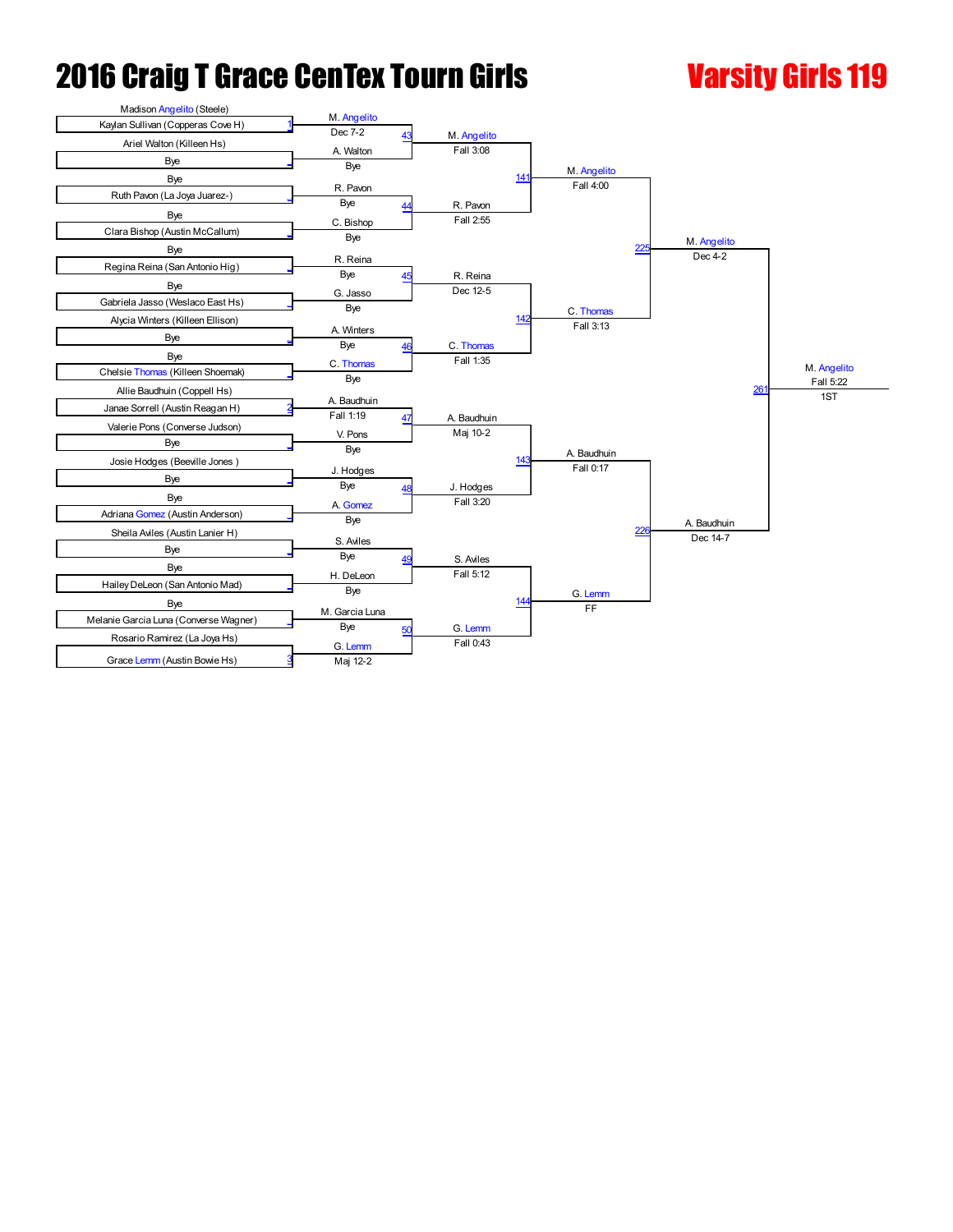# 2016 Craig T Grace CenTex Tourn Girls

## Varsity Girls 119

### First Round

| Match | Wrestler 1 | Wrestler 2 | Winner | Result |
|---|---|---|---|---|
| 43 | Madison Angelito (Steele) [1] | Kaylan Sullivan (Copperas Cove H) | M. Angelito | Dec 7-2 |
| 43 | Ariel Walton (Killeen Hs) | Bye | A. Walton | Bye |
| 44 | Bye | Ruth Pavon (La Joya Juarez-) | R. Pavon | Bye |
| 44 | Bye | Clara Bishop (Austin McCallum) | C. Bishop | Bye |
| 45 | Bye | Regina Reina (San Antonio Hig) | R. Reina | Bye |
| 45 | Bye | Gabriela Jasso (Weslaco East Hs) | G. Jasso | Bye |
| 46 | Alycia Winters (Killeen Ellison) | Bye | A. Winters | Bye |
| 46 | Bye | Chelsie Thomas (Killeen Shoemak) | C. Thomas | Bye |
| 47 | Allie Baudhuin (Coppell Hs) | Janae Sorrell (Austin Reagan H) [2] | A. Baudhuin | Fall 1:19 |
| 47 | Valerie Pons (Converse Judson) | Bye | V. Pons | Bye |
| 48 | Josie Hodges (Beeville Jones ) | Bye | J. Hodges | Bye |
| 48 | Bye | Adriana Gomez (Austin Anderson) | A. Gomez | Bye |
| 49 | Sheila Aviles (Austin Lanier H) | Bye | S. Aviles | Bye |
| 49 | Bye | Hailey DeLeon (San Antonio Mad) | H. DeLeon | Bye |
| 50 | Bye | Melanie Garcia Luna (Converse Wagner) | M. Garcia Luna | Bye |
| 50 | Rosario Ramirez (La Joya Hs) | Grace Lemm (Austin Bowie Hs) [3] | G. Lemm | Maj 12-2 |

### Second Round

| Match | Winner | Result |
|---|---|---|
| 43 | M. Angelito | Fall 3:08 |
| 44 | R. Pavon | Fall 2:55 |
| 45 | R. Reina | Dec 12-5 |
| 46 | C. Thomas | Fall 1:35 |
| 47 | A. Baudhuin | Maj 10-2 |
| 48 | J. Hodges | Fall 3:20 |
| 49 | S. Aviles | Fall 5:12 |
| 50 | G. Lemm | Fall 0:43 |

### Quarterfinals

| Match | Winner | Result |
|---|---|---|
| 141 | M. Angelito | Fall 4:00 |
| 142 | C. Thomas | Fall 3:13 |
| 143 | A. Baudhuin | Fall 0:17 |
| 144 | G. Lemm | FF |

### Semifinals

| Match | Winner | Result |
|---|---|---|
| 225 | M. Angelito | Dec 4-2 |
| 226 | A. Baudhuin | Dec 14-7 |

### Final

| Match | Winner | Result | Place |
|---|---|---|---|
| 261 | M. Angelito | Fall 5:22 | 1ST |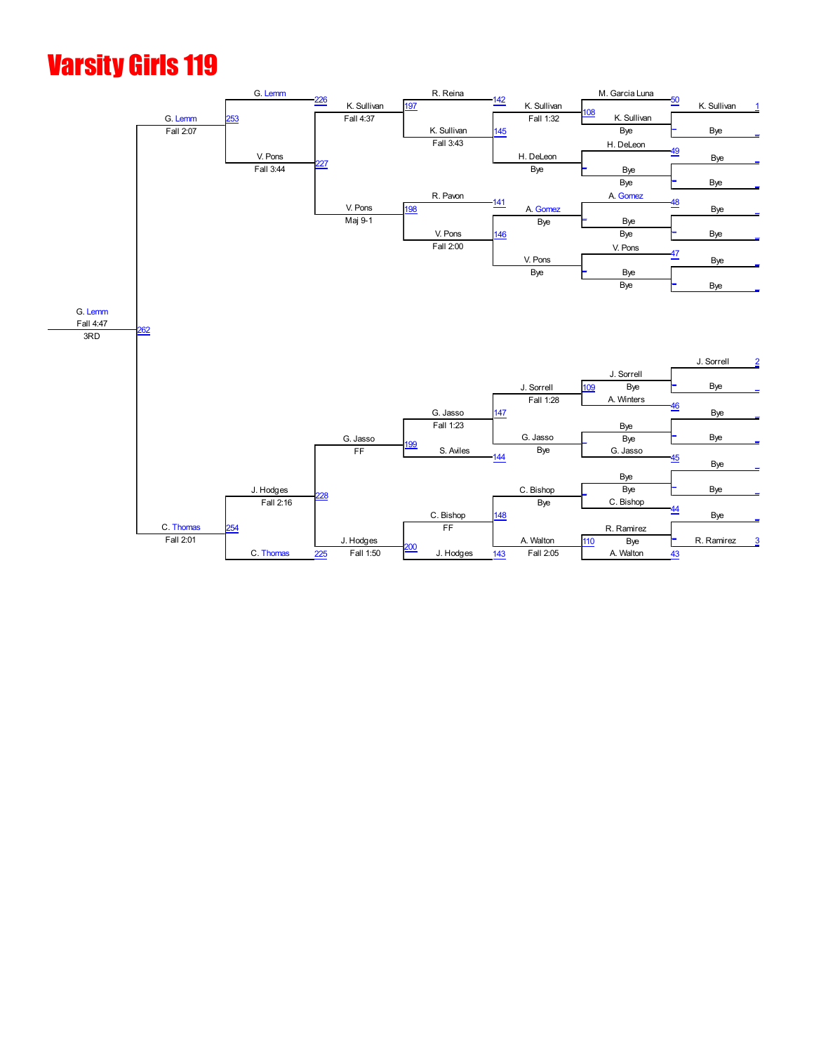# Varsity Girls 119

## Bracket (Round 1 → Final)

### Top half

| Bout | Wrestler | Result |
|---|---|---|
| 1 | K. Sullivan | Bye |
| – | Bye | |
| – | Bye | Bye |
| – | Bye | Bye |
| – | Bye | Bye |
| – | Bye | Bye |
| – | Bye | Bye |
| – | Bye | Bye |

| Bout | Match | Winner | Result |
|---|---|---|---|
| 50 | M. Garcia Luna vs K. Sullivan | K. Sullivan | |
| – | Bye vs Bye | Bye | |
| 49 | H. DeLeon vs Bye | H. DeLeon | Bye |
| – | Bye vs Bye | Bye | |
| 48 | A. Gomez vs Bye | A. Gomez | Bye |
| – | Bye vs Bye | Bye | |
| 47 | V. Pons vs Bye | V. Pons | Bye |
| – | Bye vs Bye | Bye | |

| Bout | Match | Winner | Result |
|---|---|---|---|
| 108 | M. Garcia Luna vs K. Sullivan | K. Sullivan | Fall 1:32 |
| – | H. DeLeon vs Bye | H. DeLeon | Bye |
| – | A. Gomez vs Bye | A. Gomez | Bye |
| – | V. Pons vs Bye | V. Pons | Bye |

| Bout | Match | Winner | Result |
|---|---|---|---|
| 142 / 145 | R. Reina vs K. Sullivan | K. Sullivan | Fall 3:43 |
| 141 / 146 | R. Pavon vs V. Pons | V. Pons | Fall 2:00 |

| Bout | Match | Winner | Result |
|---|---|---|---|
| 197 | K. Sullivan | K. Sullivan | Fall 4:37 |
| 198 | V. Pons | V. Pons | Maj 9-1 |

| Bout | Match | Winner | Result |
|---|---|---|---|
| 226 / 227 | G. Lemm vs V. Pons | V. Pons | Fall 3:44 |
| 253 | G. Lemm | G. Lemm | Fall 2:07 |

### Bottom half

| Bout | Wrestler | Result |
|---|---|---|
| 2 | J. Sorrell | Bye |
| – | Bye | Bye |
| – | Bye | Bye |
| – | Bye | Bye |
| – | Bye | Bye |
| – | Bye | Bye |
| – | Bye | Bye |
| 3 | R. Ramirez | |

| Bout | Match | Winner | Result |
|---|---|---|---|
| – | J. Sorrell vs Bye | J. Sorrell | |
| 46 | A. Winters vs Bye | A. Winters | |
| – | Bye vs Bye | Bye | |
| 45 | G. Jasso vs Bye | G. Jasso | |
| – | Bye vs Bye | Bye | |
| 44 | C. Bishop vs Bye | C. Bishop | |
| – | R. Ramirez vs Bye | R. Ramirez | |
| 43 | A. Walton vs Bye | A. Walton | |

| Bout | Match | Winner | Result |
|---|---|---|---|
| 109 | J. Sorrell vs A. Winters | J. Sorrell | Fall 1:28 |
| – | Bye vs G. Jasso | G. Jasso | Bye |
| – | Bye vs C. Bishop | C. Bishop | Bye |
| 110 | R. Ramirez vs A. Walton | A. Walton | Fall 2:05 |

| Bout | Match | Winner | Result |
|---|---|---|---|
| 147 / 144 | G. Jasso vs S. Aviles | G. Jasso | Fall 1:23 |
| 148 / 143 | C. Bishop vs J. Hodges | C. Bishop | FF |

| Bout | Match | Winner | Result |
|---|---|---|---|
| 199 | G. Jasso | G. Jasso | FF |
| 200 | J. Hodges | J. Hodges | Fall 1:50 |

| Bout | Match | Winner | Result |
|---|---|---|---|
| 228 / 225 | J. Hodges vs C. Thomas | J. Hodges | Fall 2:16 |
| 254 | C. Thomas | C. Thomas | Fall 2:01 |

### 3rd Place

| Bout | Winner | Result |
|---|---|---|
| 262 | G. Lemm | Fall 4:47 |

3RD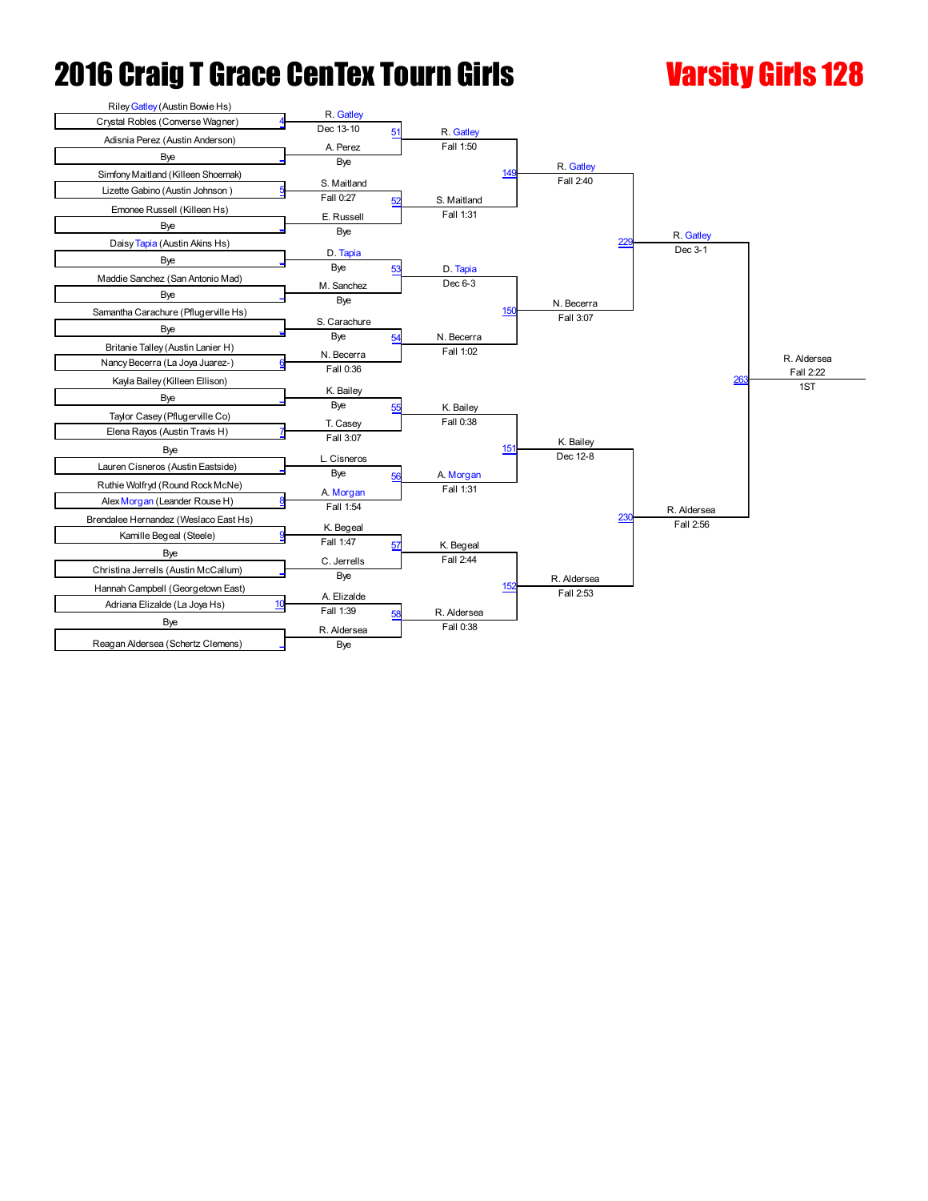# 2016 Craig T Grace CenTex Tourn Girls

## Varsity Girls 128

### First Round

| Match | Wrestler | Wrestler | Winner | Result |
|---|---|---|---|---|
| 4 | Riley Gatley (Austin Bowie Hs) | Crystal Robles (Converse Wagner) | R. Gatley | Dec 13-10 |
| | Adisnia Perez (Austin Anderson) | Bye | A. Perez | Bye |
| 5 | Simfony Maitland (Killeen Shoemak) | Lizette Gabino (Austin Johnson ) | S. Maitland | Fall 0:27 |
| | Emonee Russell (Killeen Hs) | Bye | E. Russell | Bye |
| | Daisy Tapia (Austin Akins Hs) | Bye | D. Tapia | Bye |
| | Maddie Sanchez (San Antonio Mad) | Bye | M. Sanchez | Bye |
| | Samantha Carachure (Pflugerville Hs) | Bye | S. Carachure | Bye |
| 6 | Britanie Talley (Austin Lanier H) | Nancy Becerra (La Joya Juarez-) | N. Becerra | Fall 0:36 |
| | Kayla Bailey (Killeen Ellison) | Bye | K. Bailey | Bye |
| 7 | Taylor Casey (Pflugerville Co) | Elena Rayos (Austin Travis H) | T. Casey | Fall 3:07 |
| | Bye | Lauren Cisneros (Austin Eastside) | L. Cisneros | Bye |
| 8 | Ruthie Wolfryd (Round Rock McNe) | Alex Morgan (Leander Rouse H) | A. Morgan | Fall 1:54 |
| 9 | Brendalee Hernandez (Weslaco East Hs) | Kamille Begeal (Steele) | K. Begeal | Fall 1:47 |
| | Bye | Christina Jerrells (Austin McCallum) | C. Jerrells | Bye |
| 10 | Hannah Campbell (Georgetown East) | Adriana Elizalde (La Joya Hs) | A. Elizalde | Fall 1:39 |
| | Bye | Reagan Aldersea (Schertz Clemens) | R. Aldersea | Bye |

### Second Round

| Match | Wrestler | Wrestler | Winner | Result |
|---|---|---|---|---|
| 51 | R. Gatley | A. Perez | R. Gatley | Fall 1:50 |
| 52 | S. Maitland | E. Russell | S. Maitland | Fall 1:31 |
| 53 | D. Tapia | M. Sanchez | D. Tapia | Dec 6-3 |
| 54 | S. Carachure | N. Becerra | N. Becerra | Fall 1:02 |
| 55 | K. Bailey | T. Casey | K. Bailey | Fall 0:38 |
| 56 | L. Cisneros | A. Morgan | A. Morgan | Fall 1:31 |
| 57 | K. Begeal | C. Jerrells | K. Begeal | Fall 2:44 |
| 58 | A. Elizalde | R. Aldersea | R. Aldersea | Fall 0:38 |

### Quarterfinals

| Match | Wrestler | Wrestler | Winner | Result |
|---|---|---|---|---|
| 149 | R. Gatley | S. Maitland | R. Gatley | Fall 2:40 |
| 150 | D. Tapia | N. Becerra | N. Becerra | Fall 3:07 |
| 151 | K. Bailey | A. Morgan | K. Bailey | Dec 12-8 |
| 152 | K. Begeal | R. Aldersea | R. Aldersea | Fall 2:53 |

### Semifinals

| Match | Wrestler | Wrestler | Winner | Result |
|---|---|---|---|---|
| 229 | R. Gatley | N. Becerra | R. Gatley | Dec 3-1 |
| 230 | K. Bailey | R. Aldersea | R. Aldersea | Fall 2:56 |

### Final

| Match | Wrestler | Wrestler | Winner | Result |
|---|---|---|---|---|
| 263 | R. Gatley | R. Aldersea | R. Aldersea | Fall 2:22 |

1ST: R. Aldersea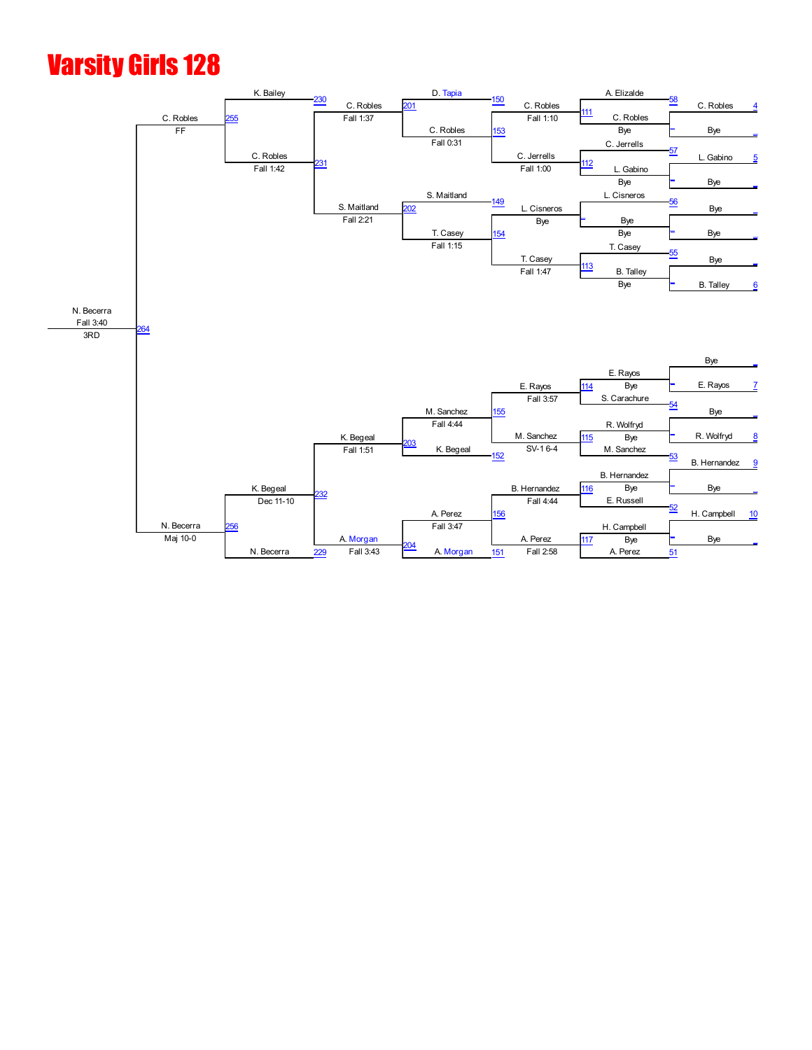# Varsity Girls 128

**Final / 3RD Place:** N. Becerra — Fall 3:40 — 3RD (Bout 264)

## Top Half

| Round | Bout | Winner | Result | Opponents |
|---|---|---|---|---|
| Semifinal | 255 | C. Robles | FF | K. Bailey / C. Robles |
| Quarterfinal | 230 | K. Bailey | | |
| Quarterfinal | 231 | C. Robles | Fall 1:42 | C. Robles / S. Maitland |
| Round | 201 | C. Robles | Fall 1:37 | D. Tapia / C. Robles |
| Round | 202 | S. Maitland | Fall 2:21 | S. Maitland / T. Casey |
| Round | 150 | D. Tapia | | |
| Round | 153 | C. Robles | Fall 0:31 | C. Robles / C. Jerrells |
| Round | 149 | S. Maitland | | |
| Round | 154 | T. Casey | Fall 1:15 | L. Cisneros / T. Casey |
| Round | 111 | C. Robles | Fall 1:10 | A. Elizalde / C. Robles |
| Round | 112 | C. Jerrells | Fall 1:00 | C. Jerrells / L. Gabino |
| Round | – | L. Cisneros | Bye | L. Cisneros / Bye |
| Round | 113 | T. Casey | Fall 1:47 | T. Casey / B. Talley |
| Round | 58 | A. Elizalde | | |
| Round | – | C. Robles | Bye | C. Robles (4) / Bye |
| Round | 57 | C. Jerrells | | |
| Round | – | L. Gabino | Bye | L. Gabino (5) / Bye |
| Round | 56 | L. Cisneros | | |
| Round | – | Bye | | Bye / Bye |
| Round | 55 | T. Casey | | |
| Round | – | B. Talley | Bye | Bye / B. Talley (6) |

## Bottom Half

| Round | Bout | Winner | Result | Opponents |
|---|---|---|---|---|
| Semifinal | 256 | N. Becerra | Maj 10-0 | K. Begeal / N. Becerra |
| Quarterfinal | 232 | K. Begeal | Dec 11-10 | K. Begeal / A. Morgan |
| Quarterfinal | 229 | N. Becerra | | |
| Round | 203 | K. Begeal | Fall 1:51 | M. Sanchez / K. Begeal |
| Round | 204 | A. Morgan | Fall 3:43 | A. Perez / A. Morgan |
| Round | 155 | M. Sanchez | Fall 4:44 | E. Rayos / M. Sanchez |
| Round | 152 | K. Begeal | | |
| Round | 156 | A. Perez | Fall 3:47 | B. Hernandez / A. Perez |
| Round | 151 | A. Morgan | | |
| Round | 114 | E. Rayos | Fall 3:57 | E. Rayos / S. Carachure |
| Round | 115 | M. Sanchez | SV-1 6-4 | R. Wolfryd / M. Sanchez |
| Round | 116 | B. Hernandez | Fall 4:44 | B. Hernandez / E. Russell |
| Round | 117 | A. Perez | Fall 2:58 | H. Campbell / A. Perez |
| Round | – | E. Rayos | Bye | Bye / E. Rayos (7) |
| Round | 54 | S. Carachure | | |
| Round | – | R. Wolfryd | Bye | Bye / R. Wolfryd (8) |
| Round | 53 | M. Sanchez | | |
| Round | – | B. Hernandez | Bye | B. Hernandez (9) / Bye |
| Round | 52 | E. Russell | | |
| Round | – | H. Campbell | Bye | H. Campbell (10) / Bye |
| Round | 51 | A. Perez | | |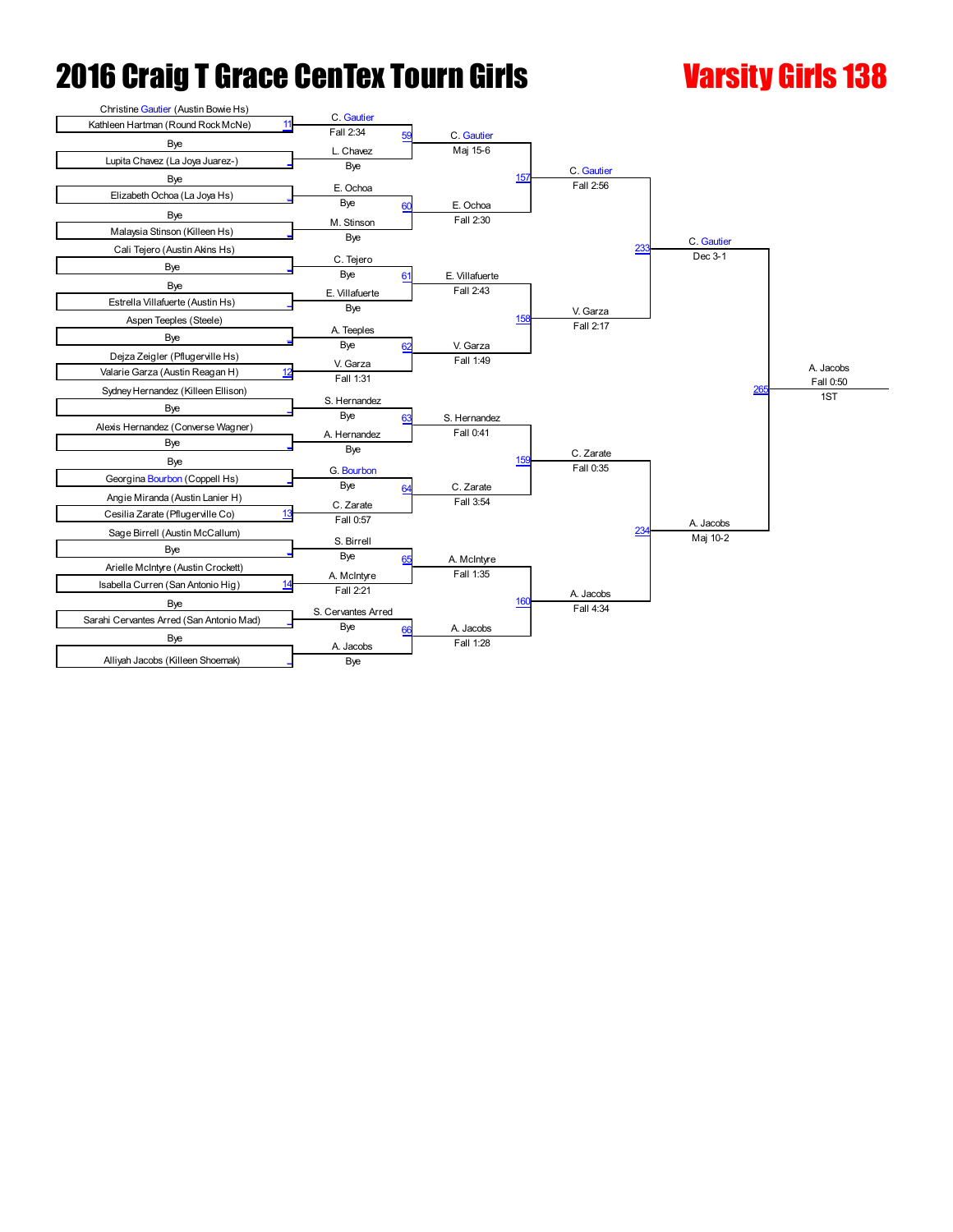# 2016 Craig T Grace CenTex Tourn Girls

## Varsity Girls 138

### First Round

| Bout | Wrestler 1 | Wrestler 2 | Winner | Result |
|---|---|---|---|---|
| 11 | Christine Gautier (Austin Bowie Hs) | Kathleen Hartman (Round Rock McNe) | C. Gautier | Fall 2:34 |
| | Bye | Lupita Chavez (La Joya Juarez-) | L. Chavez | Bye |
| | Bye | Elizabeth Ochoa (La Joya Hs) | E. Ochoa | Bye |
| | Bye | Malaysia Stinson (Killeen Hs) | M. Stinson | Bye |
| | Cali Tejero (Austin Akins Hs) | Bye | C. Tejero | Bye |
| | Bye | Estrella Villafuerte (Austin Hs) | E. Villafuerte | Bye |
| | Aspen Teeples (Steele) | Bye | A. Teeples | Bye |
| 12 | Dejza Zeigler (Pflugerville Hs) | Valarie Garza (Austin Reagan H) | V. Garza | Fall 1:31 |
| | Sydney Hernandez (Killeen Ellison) | Bye | S. Hernandez | Bye |
| | Alexis Hernandez (Converse Wagner) | Bye | A. Hernandez | Bye |
| | Bye | Georgina Bourbon (Coppell Hs) | G. Bourbon | Bye |
| 13 | Angie Miranda (Austin Lanier H) | Cesilia Zarate (Pflugerville Co) | C. Zarate | Fall 0:57 |
| | Sage Birrell (Austin McCallum) | Bye | S. Birrell | Bye |
| 14 | Arielle McIntyre (Austin Crockett) | Isabella Curren (San Antonio Hig) | A. McIntyre | Fall 2:21 |
| | Bye | Sarahi Cervantes Arred (San Antonio Mad) | S. Cervantes Arred | Bye |
| | Bye | Alliyah Jacobs (Killeen Shoemak) | A. Jacobs | Bye |

### Second Round

| Bout | Winner | Result |
|---|---|---|
| 59 | C. Gautier | Maj 15-6 |
| 60 | E. Ochoa | Fall 2:30 |
| 61 | E. Villafuerte | Fall 2:43 |
| 62 | V. Garza | Fall 1:49 |
| 63 | S. Hernandez | Fall 0:41 |
| 64 | C. Zarate | Fall 3:54 |
| 65 | A. McIntyre | Fall 1:35 |
| 66 | A. Jacobs | Fall 1:28 |

### Quarterfinals

| Bout | Winner | Result |
|---|---|---|
| 157 | C. Gautier | Fall 2:56 |
| 158 | V. Garza | Fall 2:17 |
| 159 | C. Zarate | Fall 0:35 |
| 160 | A. Jacobs | Fall 4:34 |

### Semifinals

| Bout | Winner | Result |
|---|---|---|
| 233 | C. Gautier | Dec 3-1 |
| 234 | A. Jacobs | Maj 10-2 |

### Final

| Bout | Winner | Result | Place |
|---|---|---|---|
| 265 | A. Jacobs | Fall 0:50 | 1ST |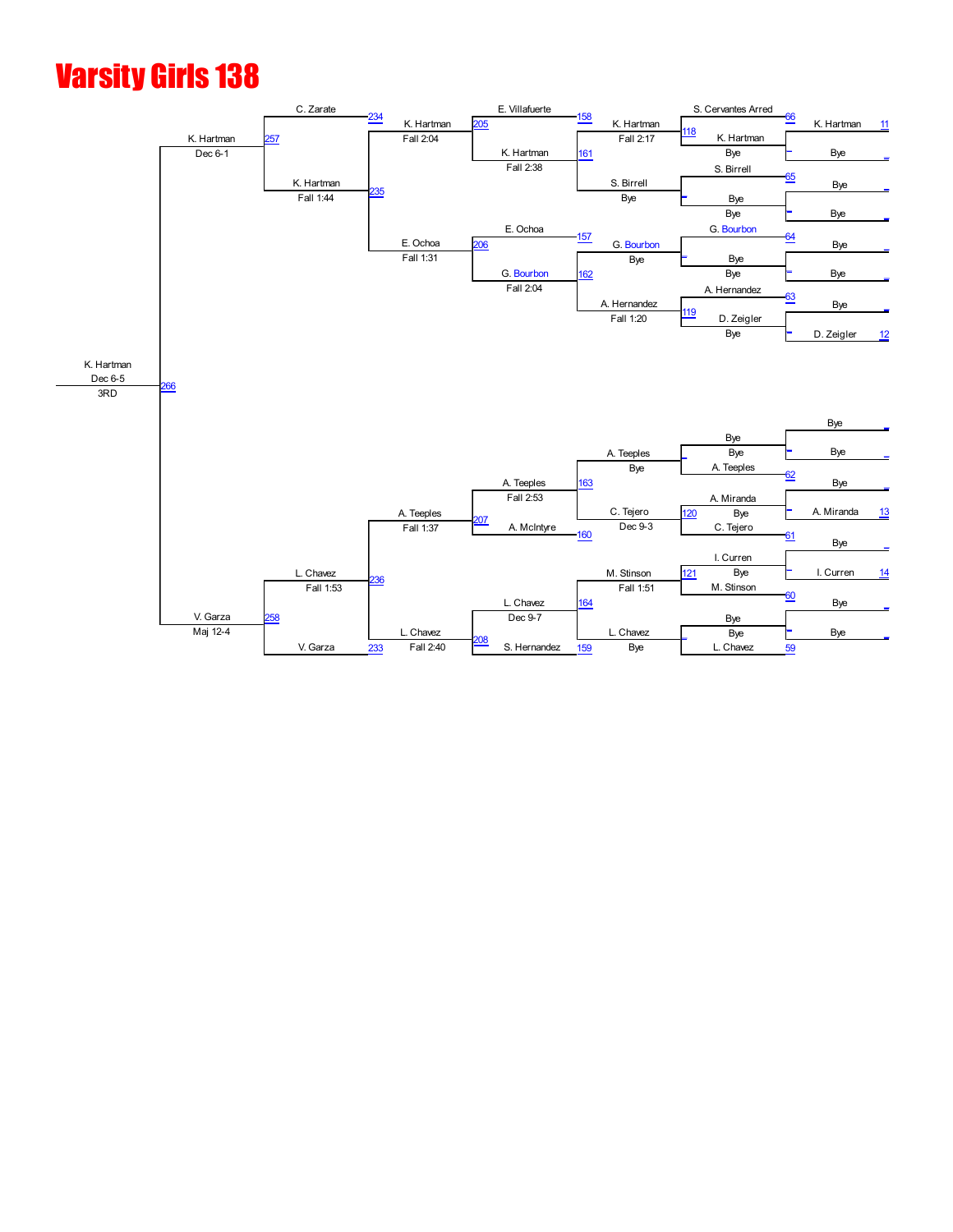# Varsity Girls 138

**Top half of bracket**

| Round 1 | | Round 2 | | Round 3 | | Round 4 | | Round 5 | |
|---|---|---|---|---|---|---|---|---|---|
| K. Hartman | 11 | S. Cervantes Arred | 66 | E. Villafuerte | 158 | C. Zarate | 234 | K. Hartman | 257 |
| Bye | | K. Hartman (Bye) | | K. Hartman (Fall 2:38) | 161 | K. Hartman (Fall 1:44) | 235 | (Dec 6-1) | |
| Bye | | S. Birrell | 65 | K. Hartman (Fall 2:17) | 118 | K. Hartman (Fall 2:04) | 205 | | |
| Bye | | Bye (Bye) | | S. Birrell (Bye) | | E. Ochoa (Fall 1:31) | 206 | | |
| Bye | | G. Bourbon | 64 | E. Ochoa | 157 | | | | |
| Bye | | Bye (Bye) | | G. Bourbon (Bye) | | G. Bourbon (Fall 2:04) | 162 | | |
| Bye | | A. Hernandez | 63 | A. Hernandez (Fall 1:20) | 119 | | | | |
| D. Zeigler | 12 | D. Zeigler (Bye) | | | | | | | |

**Bottom half of bracket**

| Round 1 | | Round 2 | | Round 3 | | Round 4 | | Round 5 | |
|---|---|---|---|---|---|---|---|---|---|
| Bye | | Bye | | A. Teeples (Bye) | | A. Teeples (Fall 2:53) | 163 | A. Teeples (Fall 1:37) | 207 |
| Bye | | A. Teeples | 62 | | | A. McIntyre | 160 | | |
| Bye | | A. Miranda (Bye) | | C. Tejero (Dec 9-3) | 120 | | | L. Chavez (Fall 1:53) | 236 |
| A. Miranda | 13 | C. Tejero | 61 | | | | | V. Garza | 233 |
| Bye | | I. Curren (Bye) | | M. Stinson (Fall 1:51) | 121 | L. Chavez (Dec 9-7) | 164 | L. Chavez (Fall 2:40) | 208 |
| I. Curren | 14 | M. Stinson | 60 | | | S. Hernandez | 159 | V. Garza (Maj 12-4) | 258 |
| Bye | | Bye (Bye) | | L. Chavez (Bye) | | | | | |
| Bye | | L. Chavez | 59 | | | | | | |

**Final:** K. Hartman, Dec 6-5, 3RD — 266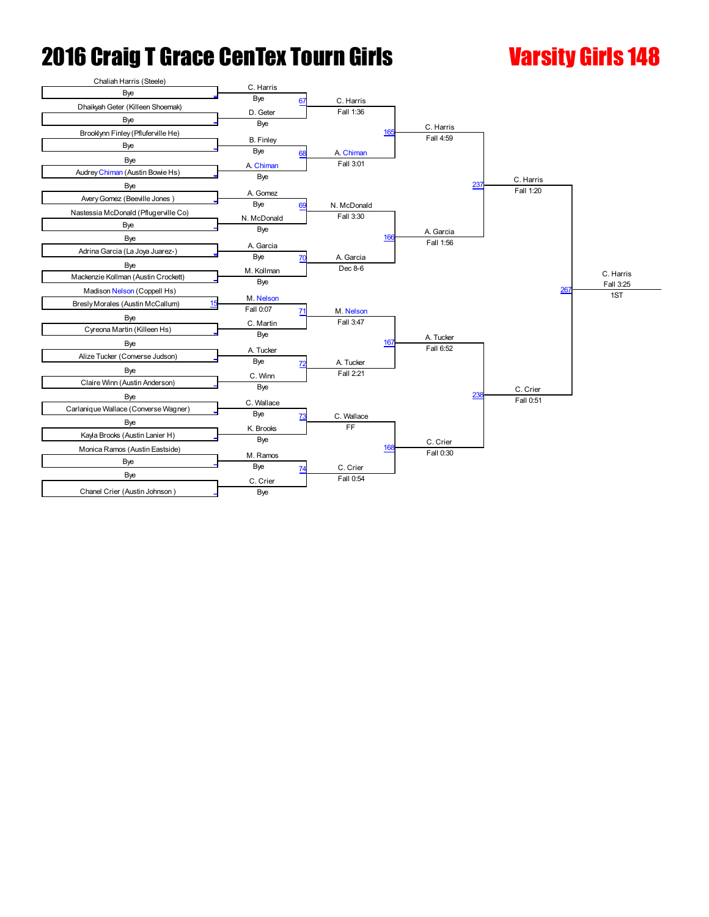# 2016 Craig T Grace CenTex Tourn Girls

## Varsity Girls 148

### Round 1 (First Round)

| Wrestler 1 | Wrestler 2 | Bout | Winner | Result |
|---|---|---|---|---|
| Chaliah Harris (Steele) | Bye | 67 | C. Harris | Bye |
| Dhaikyah Geter (Killeen Shoemak) | Bye | 67 | D. Geter | Bye |
| Brooklynn Finley (Pflugerville He) | Bye | 68 | B. Finley | Bye |
| Bye | Audrey Chiman (Austin Bowie Hs) | 68 | A. Chiman | Bye |
| Bye | Avery Gomez (Beeville Jones ) | 69 | A. Gomez | Bye |
| Nastessia McDonald (Pflugerville Co) | Bye | 69 | N. McDonald | Bye |
| Bye | Adrina Garcia (La Joya Juarez-) | 70 | A. Garcia | Bye |
| Bye | Mackenzie Kollman (Austin Crockett) | 70 | M. Kollman | Bye |
| Madison Nelson (Coppell Hs) | Bresly Morales (Austin McCallum) | 15 | M. Nelson | Fall 0:07 |
| Bye | Cyreona Martin (Killeen Hs) | 71 | C. Martin | Bye |
| Bye | Alize Tucker (Converse Judson) | 72 | A. Tucker | Bye |
| Bye | Claire Winn (Austin Anderson) | 72 | C. Winn | Bye |
| Bye | Carlanique Wallace (Converse Wagner) | 73 | C. Wallace | Bye |
| Bye | Kayla Brooks (Austin Lanier H) | 73 | K. Brooks | Bye |
| Monica Ramos (Austin Eastside) | Bye | 74 | M. Ramos | Bye |
| Bye | Chanel Crier (Austin Johnson ) | 74 | C. Crier | Bye |

### Round 2

| Bout | Winner | Result |
|---|---|---|
| 67 | C. Harris | Fall 1:36 |
| 68 | A. Chiman | Fall 3:01 |
| 69 | N. McDonald | Fall 3:30 |
| 70 | A. Garcia | Dec 8-6 |
| 71 | M. Nelson | Fall 3:47 |
| 72 | A. Tucker | Fall 2:21 |
| 73 | C. Wallace | FF |
| 74 | C. Crier | Fall 0:54 |

### Quarterfinals

| Bout | Winner | Result |
|---|---|---|
| 165 | C. Harris | Fall 4:59 |
| 166 | A. Garcia | Fall 1:56 |
| 167 | A. Tucker | Fall 6:52 |
| 168 | C. Crier | Fall 0:30 |

### Semifinals

| Bout | Winner | Result |
|---|---|---|
| 237 | C. Harris | Fall 1:20 |
| 238 | C. Crier | Fall 0:51 |

### Final

| Bout | Winner | Result | Place |
|---|---|---|---|
| 267 | C. Harris | Fall 3:25 | 1ST |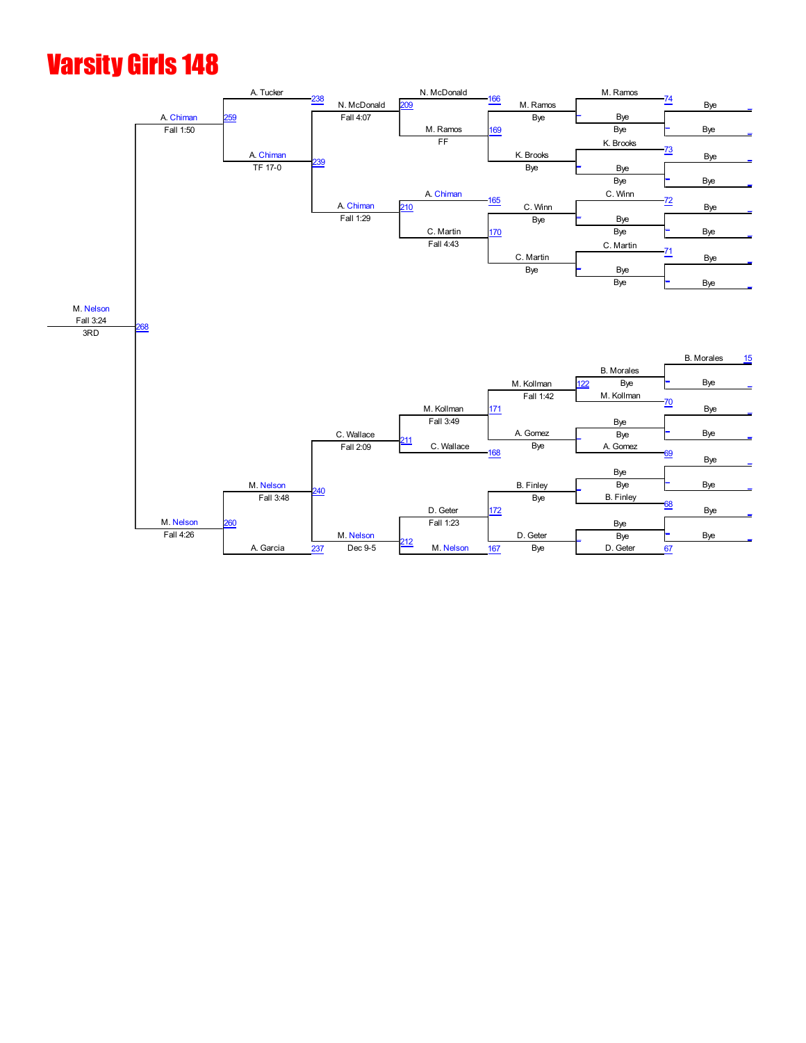# Varsity Girls 148

**Top half of bracket**

| Round 1 | Round 2 | Round 3 | Quarterfinal | Semifinal | Final |
|---|---|---|---|---|---|
| Bye / Bye | M. Ramos / Bye (74) | M. Ramos / Bye | N. McDonald (166) / M. Ramos FF (169) | N. McDonald / Fall 4:07 (209) | A. Tucker (238) |
| Bye / Bye | K. Brooks / Bye (73) | K. Brooks / Bye | | | |
| Bye / Bye | C. Winn / Bye (72) | C. Winn / Bye | A. Chiman (165) / C. Martin Fall 4:43 (170) | A. Chiman / Fall 1:29 (210) | A. Chiman / TF 17-0 (239) |
| Bye / Bye | C. Martin / Bye (71) | C. Martin / Bye | | | |

A. Chiman — Fall 1:50 (259)

**Bottom half of bracket**

| Round 1 | Round 2 | Round 3 | Quarterfinal | Semifinal | Final |
|---|---|---|---|---|---|
| B. Morales (15) / Bye | B. Morales / Bye (122) | M. Kollman / Fall 1:42 | M. Kollman / Fall 3:49 (171) | C. Wallace / Fall 2:09 (211) | M. Nelson / Fall 3:48 (240) |
| Bye / Bye | M. Kollman / Bye (70) | | | | |
| Bye / Bye | A. Gomez / Bye (69) | A. Gomez / Bye | C. Wallace (168) | | |
| Bye / Bye | B. Finley / Bye (68) | B. Finley / Bye | D. Geter / Fall 1:23 (172) | M. Nelson / Dec 9-5 (212) | A. Garcia (237) |
| Bye / Bye | D. Geter / Bye (67) | D. Geter / Bye | M. Nelson (167) | | |

M. Nelson — Fall 4:26 (260)

**Champion:** M. Nelson — Fall 3:24 (268) — 3RD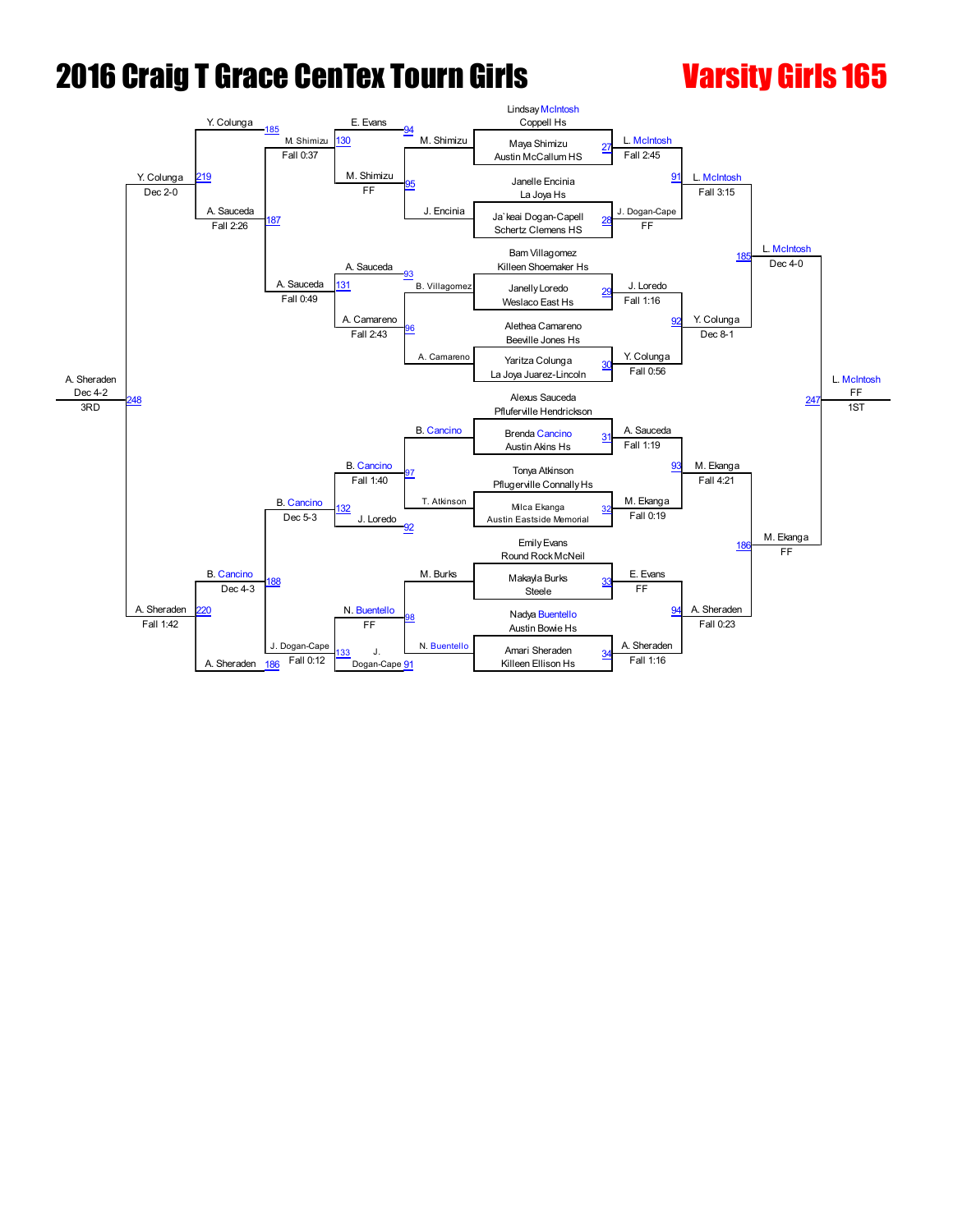# 2016 Craig T Grace CenTex Tourn Girls

## Varsity Girls 165

### Championship Bracket

| Bout | Wrestler 1 | Wrestler 2 | Winner | Result |
|---|---|---|---|---|
| 27 | Lindsay McIntosh, Coppell Hs | Maya Shimizu, Austin McCallum HS | L. McIntosh | Fall 2:45 |
| 28 | Janelle Encinia, La Joya Hs | Ja`keai Dogan-Capell, Schertz Clemens HS | J. Dogan-Cape | FF |
| 29 | Bam Villagomez, Killeen Shoemaker Hs | Janelly Loredo, Weslaco East Hs | J. Loredo | Fall 1:16 |
| 30 | Alethea Camareno, Beeville Jones Hs | Yaritza Colunga, La Joya Juarez-Lincoln | Y. Colunga | Fall 0:56 |
| 31 | Alexus Sauceda, Pfluferville Hendrickson | Brenda Cancino, Austin Akins Hs | A. Sauceda | Fall 1:19 |
| 32 | Tonya Atkinson, Pflugerville Connally Hs | Milca Ekanga, Austin Eastside Memorial | M. Ekanga | Fall 0:19 |
| 33 | Emily Evans, Round Rock McNeil | Makayla Burks, Steele | E. Evans | FF |
| 34 | Nadya Buentello, Austin Bowie Hs | Amari Sheraden, Killeen Ellison Hs | A. Sheraden | Fall 1:16 |
| 91 | L. McIntosh | J. Dogan-Cape | L. McIntosh | Fall 3:15 |
| 92 | J. Loredo | Y. Colunga | Y. Colunga | Dec 8-1 |
| 93 | A. Sauceda | M. Ekanga | M. Ekanga | Fall 4:21 |
| 94 | E. Evans | A. Sheraden | A. Sheraden | Fall 0:23 |
| 185 | L. McIntosh | Y. Colunga | L. McIntosh | Dec 4-0 |
| 186 | M. Ekanga | A. Sheraden | M. Ekanga | FF |
| 247 | L. McIntosh | M. Ekanga | L. McIntosh | FF — 1ST |

### Consolation Bracket

| Bout | Wrestler 1 | Wrestler 2 | Winner | Result |
|---|---|---|---|---|
| 95 | M. Shimizu | J. Encinia | M. Shimizu | FF |
| 96 | B. Villagomez | A. Camareno | A. Camareno | Fall 2:43 |
| 97 | B. Cancino | T. Atkinson | B. Cancino | Fall 1:40 |
| 98 | M. Burks | N. Buentello | N. Buentello | FF |
| 94 | E. Evans | M. Shimizu | M. Shimizu | |
| 130 | M. Shimizu | (E. Evans) | M. Shimizu | Fall 0:37 |
| 93 | A. Sauceda | A. Camareno | | |
| 131 | A. Sauceda | A. Camareno | A. Sauceda | Fall 0:49 |
| 92 | J. Loredo | B. Cancino | | |
| 132 | B. Cancino | J. Loredo | B. Cancino | Dec 5-3 |
| 91 | J. Dogan-Cape | N. Buentello | | |
| 133 | N. Buentello | J. Dogan-Cape | J. Dogan-Cape | Fall 0:12 |
| 185 | Y. Colunga | M. Shimizu | Y. Colunga | |
| 187 | A. Sauceda | M. Shimizu | A. Sauceda | Fall 2:26 |
| 188 | B. Cancino | J. Dogan-Cape | B. Cancino | Dec 4-3 |
| 186 | A. Sheraden | | A. Sheraden | |
| 219 | Y. Colunga | A. Sauceda | Y. Colunga | Dec 2-0 |
| 220 | B. Cancino | A. Sheraden | A. Sheraden | Fall 1:42 |
| 248 | Y. Colunga | A. Sheraden | A. Sheraden | Dec 4-2 — 3RD |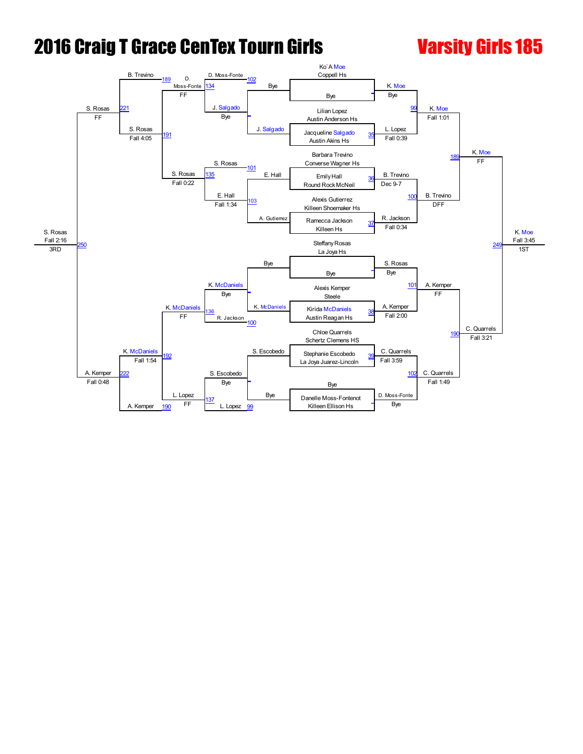# 2016 Craig T Grace CenTex Tourn Girls

## Varsity Girls 185

### Championship Bracket

| Bout | Wrestler (Team) | Result |
| --- | --- | --- |
| 35 | Ko`A Moe (Coppell Hs) vs Bye | K. Moe – Bye |
| 35 | Lilian Lopez (Austin Anderson Hs) vs Jacqueline Salgado (Austin Akins Hs) | L. Lopez – Fall 0:39 |
| 36 | Barbara Trevino (Converse Wagner Hs) vs Emily Hall (Round Rock McNeil) | B. Trevino – Dec 9-7 |
| 37 | Alexis Gutierrez (Killeen Shoemaker Hs) vs Ramecca Jackson (Killeen Hs) | R. Jackson – Fall 0:34 |
| – | Steffany Rosas (La Joya Hs) vs Bye | S. Rosas – Bye |
| 38 | Alexis Kemper (Steele) vs Kirida McDaniels (Austin Reagan Hs) | A. Kemper – Fall 2:00 |
| 39 | Chloe Quarrels (Schertz Clemens HS) vs Stephanie Escobedo (La Joya Juarez-Lincoln) | C. Quarrels – Fall 3:59 |
| – | Bye vs Danelle Moss-Fontenot (Killeen Ellison Hs) | D. Moss-Fonte – Bye |
| 99 | K. Moe vs L. Lopez | K. Moe – Fall 1:01 |
| 100 | B. Trevino vs R. Jackson | B. Trevino – DFF |
| 101 | S. Rosas vs A. Kemper | A. Kemper – FF |
| 102 | C. Quarrels vs D. Moss-Fonte | C. Quarrels – Fall 1:49 |
| 189 | K. Moe vs B. Trevino | K. Moe – FF |
| 190 | A. Kemper vs C. Quarrels | C. Quarrels – Fall 3:21 |
| 249 | K. Moe vs C. Quarrels | K. Moe – Fall 3:45 – 1ST |

### Consolation Bracket

| Bout | Wrestlers | Result |
| --- | --- | --- |
| – | Bye vs J. Salgado | J. Salgado – Bye |
| 101 | E. Hall vs A. Gutierrez | E. Hall – Fall 1:34 |
| – | Bye vs K. McDaniels | K. McDaniels – Bye |
| 100 | S. Escobedo vs Bye | S. Escobedo – Bye |
| 102 | D. Moss-Fonte vs J. Salgado | J. Salgado – Bye |
| 103 | S. Rosas vs E. Hall | S. Rosas – Fall 0:22 |
| 100 | K. McDaniels vs R. Jackson | K. McDaniels – Bye |
| 99 | S. Escobedo vs L. Lopez | L. Lopez – Bye |
| 134 | D. Moss-Fonte vs J. Salgado | D. Moss-Fonte – FF |
| 135 | S. Rosas | S. Rosas – Fall 0:22 |
| 136 | K. McDaniels vs R. Jackson | K. McDaniels – FF |
| 137 | S. Escobedo vs L. Lopez | L. Lopez – FF |
| 189 | B. Trevino vs D. Moss-Fonte | D. Moss-Fonte – FF |
| 191 | S. Rosas | S. Rosas – Fall 4:05 |
| 192 | K. McDaniels vs L. Lopez | K. McDaniels – Fall 1:54 |
| 190 | A. Kemper | A. Kemper |
| 221 | B. Trevino vs S. Rosas | S. Rosas – FF |
| 222 | K. McDaniels vs A. Kemper | A. Kemper – Fall 0:48 |
| 250 | S. Rosas vs A. Kemper | S. Rosas – Fall 2:16 – 3RD |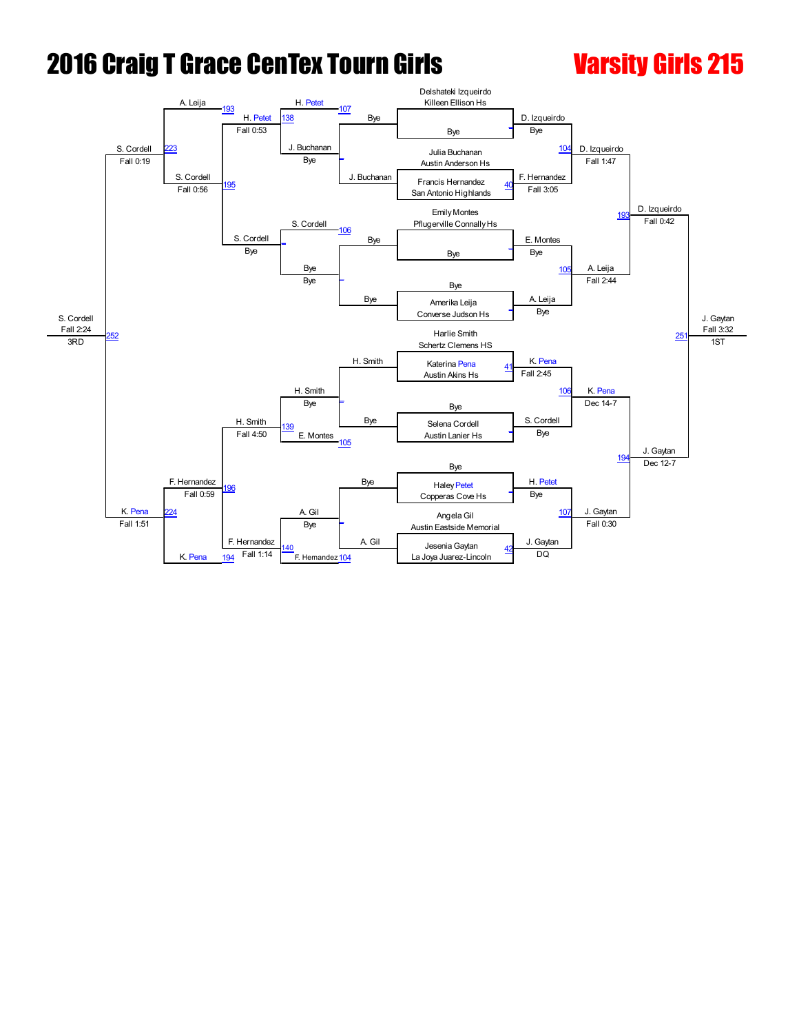# 2016 Craig T Grace CenTex Tourn Girls

## Varsity Girls 215

Delshateki Izqueirdo
Killeen Ellison Hs

Bye

D. Izqueirdo
Bye

Julia Buchanan
Austin Anderson Hs

Francis Hernandez
San Antonio Highlands

40

F. Hernandez
Fall 3:05

104

D. Izqueirdo
Fall 1:47

Emily Montes
Pflugerville Connally Hs

Bye

E. Montes
Bye

Bye

Amerika Leija
Converse Judson Hs

A. Leija
Bye

105

A. Leija
Fall 2:44

193

D. Izqueirdo
Fall 0:42

Harlie Smith
Schertz Clemens HS

Katerina Pena
Austin Akins Hs

41

K. Pena
Fall 2:45

Bye

Selena Cordell
Austin Lanier Hs

S. Cordell
Bye

106

K. Pena
Dec 14-7

Bye

Haley Petet
Copperas Cove Hs

H. Petet
Bye

Angela Gil
Austin Eastside Memorial

Jesenia Gaytan
La Joya Juarez-Lincoln

42

J. Gaytan
DQ

107

J. Gaytan
Fall 0:30

194

J. Gaytan
Dec 12-7

251

J. Gaytan
Fall 3:32
1ST

Bye
J. Buchanan
Bye
Bye
H. Smith
Bye
Bye
A. Gil

H. Petet
107
J. Buchanan
Bye
S. Cordell
106
Bye
Bye
H. Smith
Bye
E. Montes
105
A. Gil
Bye
F. Hernandez 104

H. Petet
138
Fall 0:53
S. Cordell
Bye
H. Smith
139
Fall 4:50
F. Hernandez
140
Fall 1:14

A. Leija
193
S. Cordell
195
Fall 0:56
F. Hernandez
196
Fall 0:59
K. Pena
194

S. Cordell
223
Fall 0:19
K. Pena
224
Fall 1:51

S. Cordell
Fall 2:24
252
3RD